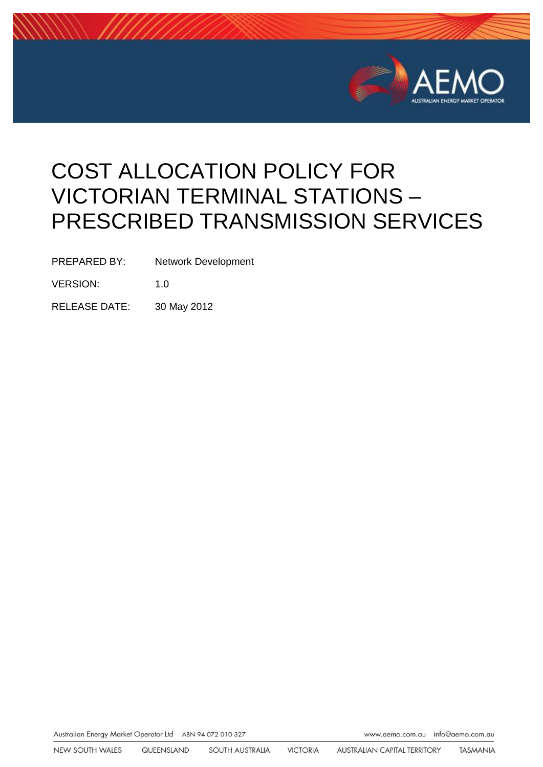# COST ALLOCATION POLICY FOR VICTORIAN TERMINAL STATIONS – PRESCRIBED TRANSMISSION SERVICES

PREPARED BY: Network Development

VERSION: 1.0

RELEASE DATE: 30 May 2012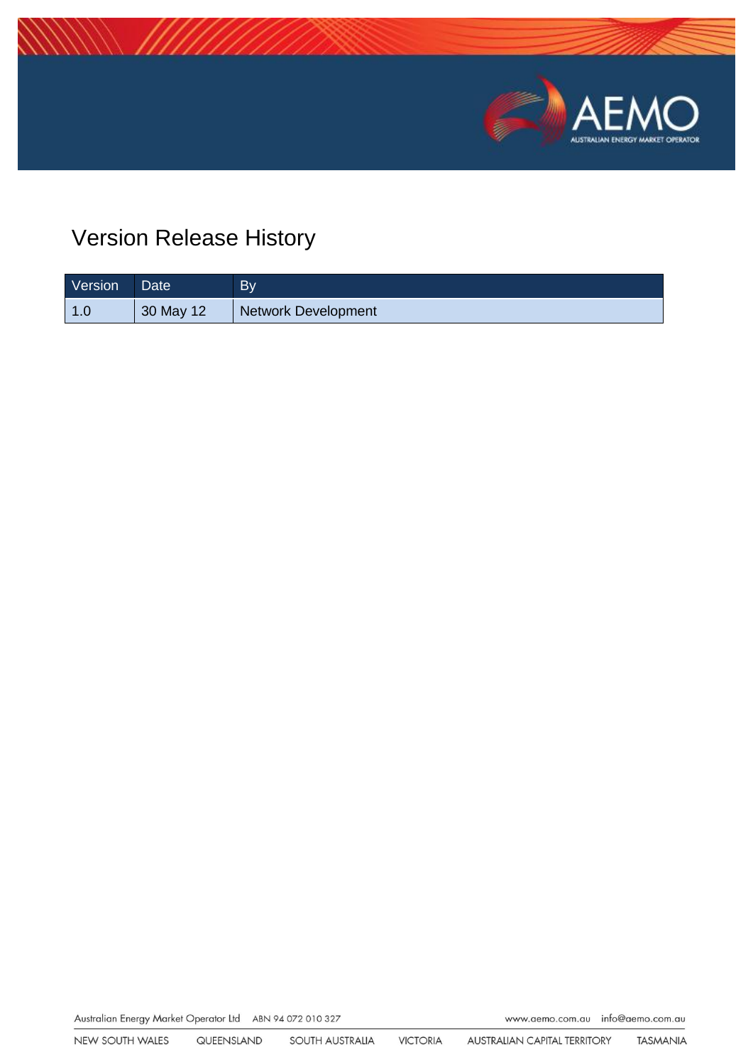# Version Release History

| Version | Date | By |
| --- | --- | --- |
| 1.0 | 30 May 12 | Network Development |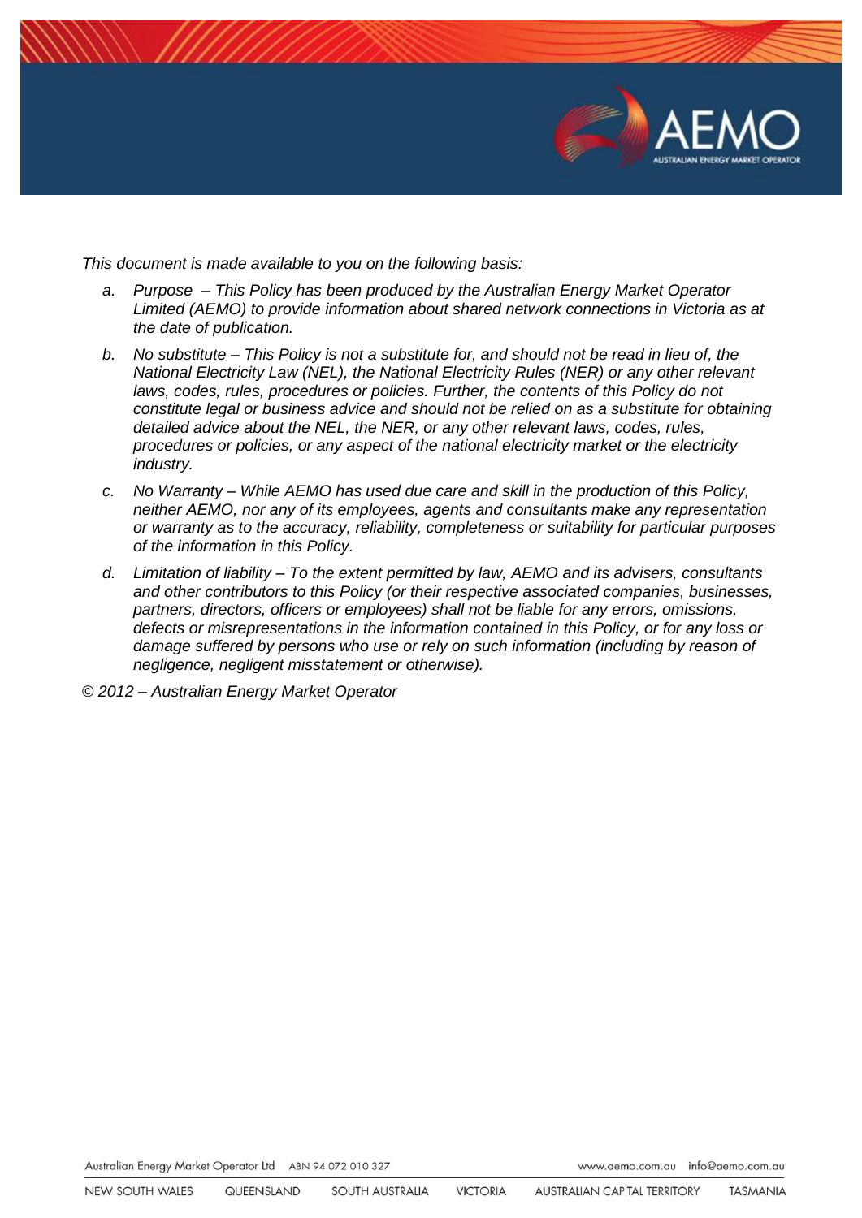*This document is made available to you on the following basis:*

a. *Purpose – This Policy has been produced by the Australian Energy Market Operator Limited (AEMO) to provide information about shared network connections in Victoria as at the date of publication.*

b. *No substitute – This Policy is not a substitute for, and should not be read in lieu of, the National Electricity Law (NEL), the National Electricity Rules (NER) or any other relevant laws, codes, rules, procedures or policies. Further, the contents of this Policy do not constitute legal or business advice and should not be relied on as a substitute for obtaining detailed advice about the NEL, the NER, or any other relevant laws, codes, rules, procedures or policies, or any aspect of the national electricity market or the electricity industry.*

c. *No Warranty – While AEMO has used due care and skill in the production of this Policy, neither AEMO, nor any of its employees, agents and consultants make any representation or warranty as to the accuracy, reliability, completeness or suitability for particular purposes of the information in this Policy.*

d. *Limitation of liability – To the extent permitted by law, AEMO and its advisers, consultants and other contributors to this Policy (or their respective associated companies, businesses, partners, directors, officers or employees) shall not be liable for any errors, omissions, defects or misrepresentations in the information contained in this Policy, or for any loss or damage suffered by persons who use or rely on such information (including by reason of negligence, negligent misstatement or otherwise).*

*© 2012 – Australian Energy Market Operator*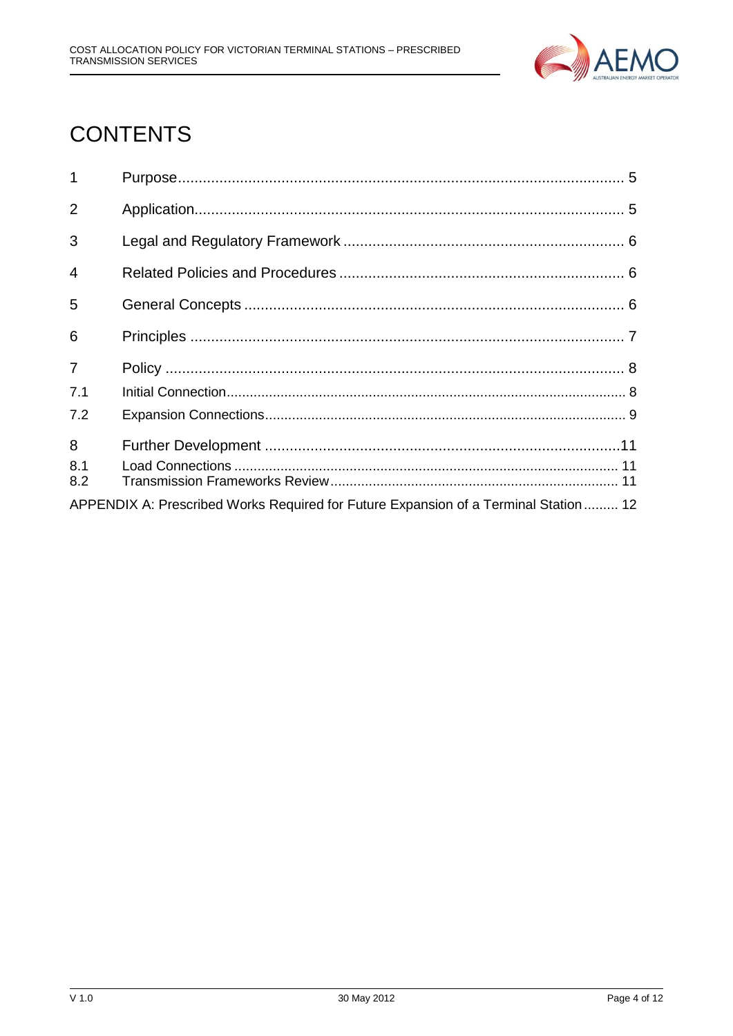# CONTENTS

| | | |
|---|---|---|
| 1 | Purpose | 5 |
| 2 | Application | 5 |
| 3 | Legal and Regulatory Framework | 6 |
| 4 | Related Policies and Procedures | 6 |
| 5 | General Concepts | 6 |
| 6 | Principles | 7 |
| 7 | Policy | 8 |
| 7.1 | Initial Connection | 8 |
| 7.2 | Expansion Connections | 9 |
| 8 | Further Development | 11 |
| 8.1 | Load Connections | 11 |
| 8.2 | Transmission Frameworks Review | 11 |
| APPENDIX A: | Prescribed Works Required for Future Expansion of a Terminal Station | 12 |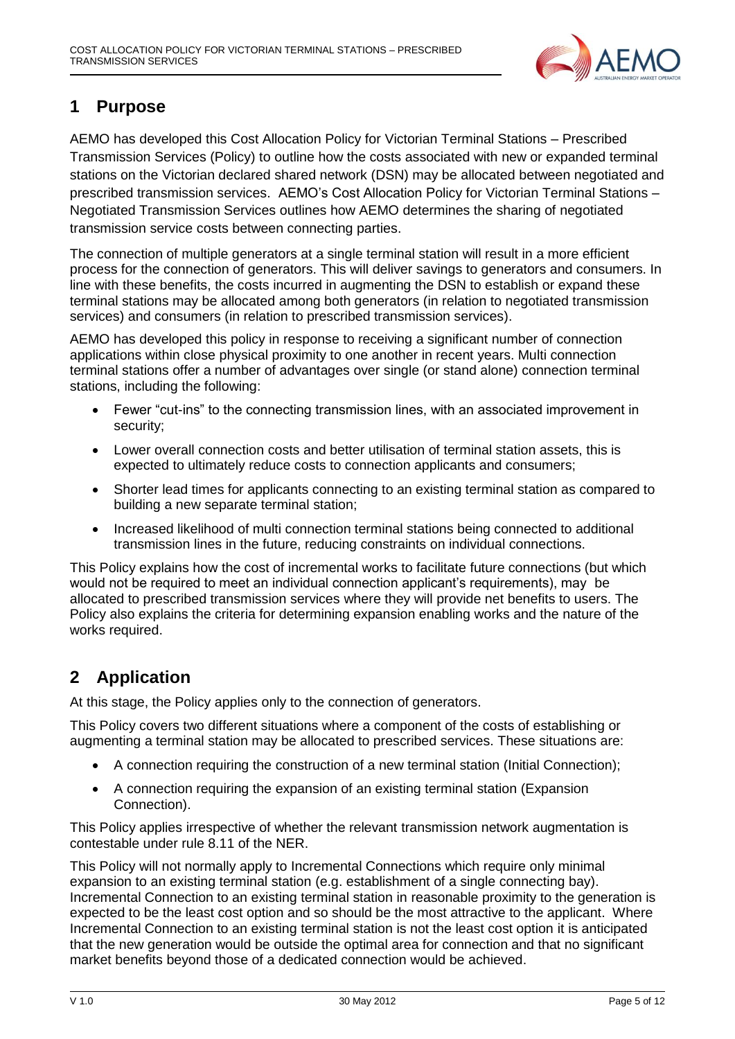## 1 Purpose

AEMO has developed this Cost Allocation Policy for Victorian Terminal Stations – Prescribed Transmission Services (Policy) to outline how the costs associated with new or expanded terminal stations on the Victorian declared shared network (DSN) may be allocated between negotiated and prescribed transmission services. AEMO's Cost Allocation Policy for Victorian Terminal Stations – Negotiated Transmission Services outlines how AEMO determines the sharing of negotiated transmission service costs between connecting parties.

The connection of multiple generators at a single terminal station will result in a more efficient process for the connection of generators. This will deliver savings to generators and consumers. In line with these benefits, the costs incurred in augmenting the DSN to establish or expand these terminal stations may be allocated among both generators (in relation to negotiated transmission services) and consumers (in relation to prescribed transmission services).

AEMO has developed this policy in response to receiving a significant number of connection applications within close physical proximity to one another in recent years. Multi connection terminal stations offer a number of advantages over single (or stand alone) connection terminal stations, including the following:

- Fewer "cut-ins" to the connecting transmission lines, with an associated improvement in security;
- Lower overall connection costs and better utilisation of terminal station assets, this is expected to ultimately reduce costs to connection applicants and consumers;
- Shorter lead times for applicants connecting to an existing terminal station as compared to building a new separate terminal station;
- Increased likelihood of multi connection terminal stations being connected to additional transmission lines in the future, reducing constraints on individual connections.

This Policy explains how the cost of incremental works to facilitate future connections (but which would not be required to meet an individual connection applicant's requirements), may be allocated to prescribed transmission services where they will provide net benefits to users. The Policy also explains the criteria for determining expansion enabling works and the nature of the works required.

## 2 Application

At this stage, the Policy applies only to the connection of generators.

This Policy covers two different situations where a component of the costs of establishing or augmenting a terminal station may be allocated to prescribed services. These situations are:

- A connection requiring the construction of a new terminal station (Initial Connection);
- A connection requiring the expansion of an existing terminal station (Expansion Connection).

This Policy applies irrespective of whether the relevant transmission network augmentation is contestable under rule 8.11 of the NER.

This Policy will not normally apply to Incremental Connections which require only minimal expansion to an existing terminal station (e.g. establishment of a single connecting bay). Incremental Connection to an existing terminal station in reasonable proximity to the generation is expected to be the least cost option and so should be the most attractive to the applicant. Where Incremental Connection to an existing terminal station is not the least cost option it is anticipated that the new generation would be outside the optimal area for connection and that no significant market benefits beyond those of a dedicated connection would be achieved.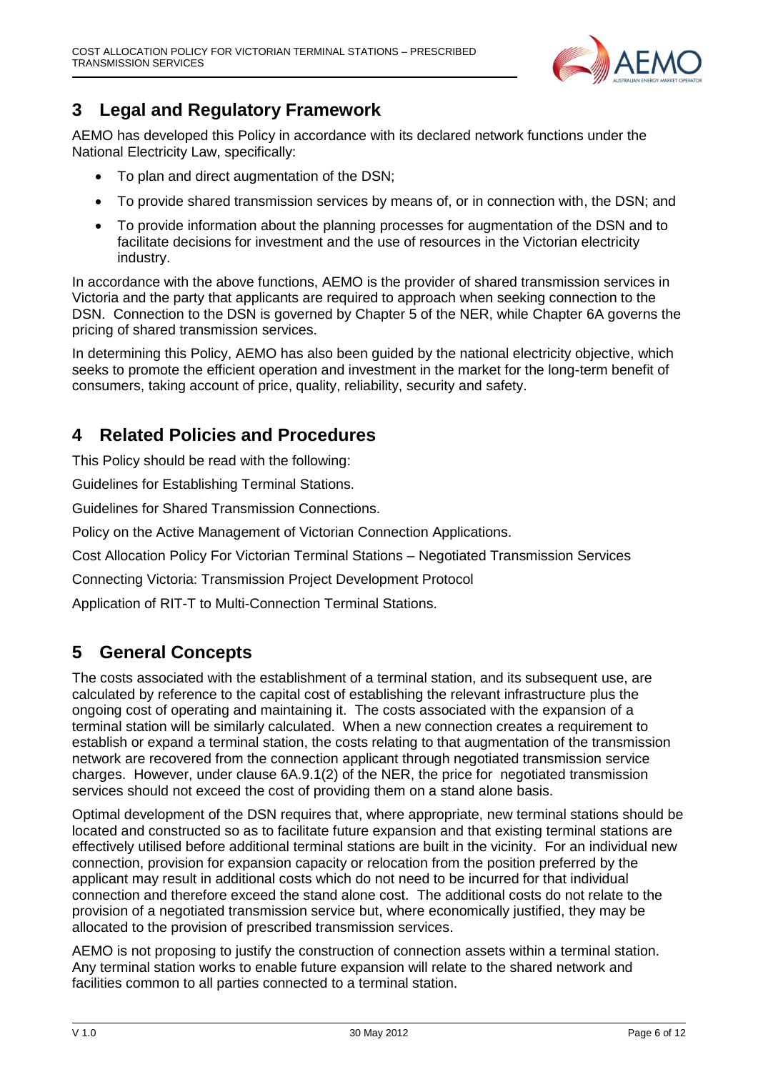## 3 Legal and Regulatory Framework

AEMO has developed this Policy in accordance with its declared network functions under the National Electricity Law, specifically:

- To plan and direct augmentation of the DSN;
- To provide shared transmission services by means of, or in connection with, the DSN; and
- To provide information about the planning processes for augmentation of the DSN and to facilitate decisions for investment and the use of resources in the Victorian electricity industry.

In accordance with the above functions, AEMO is the provider of shared transmission services in Victoria and the party that applicants are required to approach when seeking connection to the DSN. Connection to the DSN is governed by Chapter 5 of the NER, while Chapter 6A governs the pricing of shared transmission services.

In determining this Policy, AEMO has also been guided by the national electricity objective, which seeks to promote the efficient operation and investment in the market for the long-term benefit of consumers, taking account of price, quality, reliability, security and safety.

## 4 Related Policies and Procedures

This Policy should be read with the following:

Guidelines for Establishing Terminal Stations.

Guidelines for Shared Transmission Connections.

Policy on the Active Management of Victorian Connection Applications.

Cost Allocation Policy For Victorian Terminal Stations – Negotiated Transmission Services

Connecting Victoria: Transmission Project Development Protocol

Application of RIT-T to Multi-Connection Terminal Stations.

## 5 General Concepts

The costs associated with the establishment of a terminal station, and its subsequent use, are calculated by reference to the capital cost of establishing the relevant infrastructure plus the ongoing cost of operating and maintaining it. The costs associated with the expansion of a terminal station will be similarly calculated. When a new connection creates a requirement to establish or expand a terminal station, the costs relating to that augmentation of the transmission network are recovered from the connection applicant through negotiated transmission service charges. However, under clause 6A.9.1(2) of the NER, the price for negotiated transmission services should not exceed the cost of providing them on a stand alone basis.

Optimal development of the DSN requires that, where appropriate, new terminal stations should be located and constructed so as to facilitate future expansion and that existing terminal stations are effectively utilised before additional terminal stations are built in the vicinity. For an individual new connection, provision for expansion capacity or relocation from the position preferred by the applicant may result in additional costs which do not need to be incurred for that individual connection and therefore exceed the stand alone cost. The additional costs do not relate to the provision of a negotiated transmission service but, where economically justified, they may be allocated to the provision of prescribed transmission services.

AEMO is not proposing to justify the construction of connection assets within a terminal station. Any terminal station works to enable future expansion will relate to the shared network and facilities common to all parties connected to a terminal station.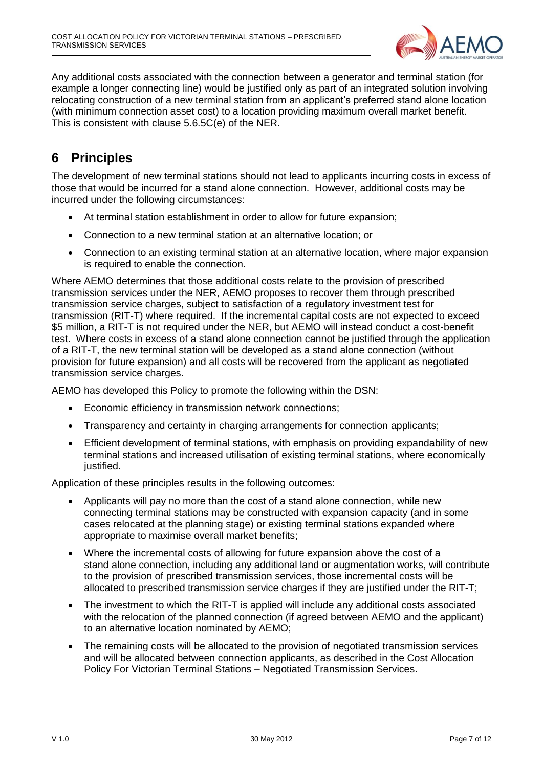Any additional costs associated with the connection between a generator and terminal station (for example a longer connecting line) would be justified only as part of an integrated solution involving relocating construction of a new terminal station from an applicant's preferred stand alone location (with minimum connection asset cost) to a location providing maximum overall market benefit. This is consistent with clause 5.6.5C(e) of the NER.

# 6 Principles

The development of new terminal stations should not lead to applicants incurring costs in excess of those that would be incurred for a stand alone connection. However, additional costs may be incurred under the following circumstances:

- At terminal station establishment in order to allow for future expansion;
- Connection to a new terminal station at an alternative location; or
- Connection to an existing terminal station at an alternative location, where major expansion is required to enable the connection.

Where AEMO determines that those additional costs relate to the provision of prescribed transmission services under the NER, AEMO proposes to recover them through prescribed transmission service charges, subject to satisfaction of a regulatory investment test for transmission (RIT-T) where required. If the incremental capital costs are not expected to exceed \$5 million, a RIT-T is not required under the NER, but AEMO will instead conduct a cost-benefit test. Where costs in excess of a stand alone connection cannot be justified through the application of a RIT-T, the new terminal station will be developed as a stand alone connection (without provision for future expansion) and all costs will be recovered from the applicant as negotiated transmission service charges.

AEMO has developed this Policy to promote the following within the DSN:

- Economic efficiency in transmission network connections;
- Transparency and certainty in charging arrangements for connection applicants;
- Efficient development of terminal stations, with emphasis on providing expandability of new terminal stations and increased utilisation of existing terminal stations, where economically justified.

Application of these principles results in the following outcomes:

- Applicants will pay no more than the cost of a stand alone connection, while new connecting terminal stations may be constructed with expansion capacity (and in some cases relocated at the planning stage) or existing terminal stations expanded where appropriate to maximise overall market benefits;
- Where the incremental costs of allowing for future expansion above the cost of a stand alone connection, including any additional land or augmentation works, will contribute to the provision of prescribed transmission services, those incremental costs will be allocated to prescribed transmission service charges if they are justified under the RIT-T;
- The investment to which the RIT-T is applied will include any additional costs associated with the relocation of the planned connection (if agreed between AEMO and the applicant) to an alternative location nominated by AEMO;
- The remaining costs will be allocated to the provision of negotiated transmission services and will be allocated between connection applicants, as described in the Cost Allocation Policy For Victorian Terminal Stations – Negotiated Transmission Services.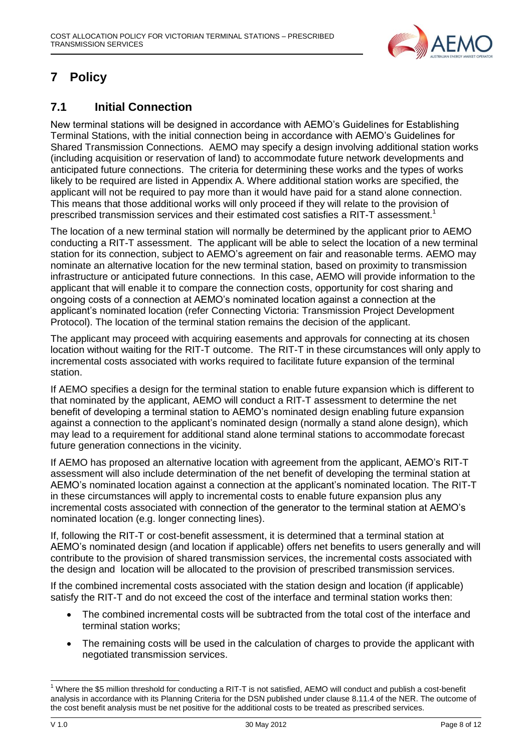# 7 Policy

## 7.1 Initial Connection

New terminal stations will be designed in accordance with AEMO's Guidelines for Establishing Terminal Stations, with the initial connection being in accordance with AEMO's Guidelines for Shared Transmission Connections. AEMO may specify a design involving additional station works (including acquisition or reservation of land) to accommodate future network developments and anticipated future connections. The criteria for determining these works and the types of works likely to be required are listed in Appendix A. Where additional station works are specified, the applicant will not be required to pay more than it would have paid for a stand alone connection. This means that those additional works will only proceed if they will relate to the provision of prescribed transmission services and their estimated cost satisfies a RIT-T assessment.[1]

The location of a new terminal station will normally be determined by the applicant prior to AEMO conducting a RIT-T assessment. The applicant will be able to select the location of a new terminal station for its connection, subject to AEMO's agreement on fair and reasonable terms. AEMO may nominate an alternative location for the new terminal station, based on proximity to transmission infrastructure or anticipated future connections. In this case, AEMO will provide information to the applicant that will enable it to compare the connection costs, opportunity for cost sharing and ongoing costs of a connection at AEMO's nominated location against a connection at the applicant's nominated location (refer Connecting Victoria: Transmission Project Development Protocol). The location of the terminal station remains the decision of the applicant.

The applicant may proceed with acquiring easements and approvals for connecting at its chosen location without waiting for the RIT-T outcome. The RIT-T in these circumstances will only apply to incremental costs associated with works required to facilitate future expansion of the terminal station.

If AEMO specifies a design for the terminal station to enable future expansion which is different to that nominated by the applicant, AEMO will conduct a RIT-T assessment to determine the net benefit of developing a terminal station to AEMO's nominated design enabling future expansion against a connection to the applicant's nominated design (normally a stand alone design), which may lead to a requirement for additional stand alone terminal stations to accommodate forecast future generation connections in the vicinity.

If AEMO has proposed an alternative location with agreement from the applicant, AEMO's RIT-T assessment will also include determination of the net benefit of developing the terminal station at AEMO's nominated location against a connection at the applicant's nominated location. The RIT-T in these circumstances will apply to incremental costs to enable future expansion plus any incremental costs associated with connection of the generator to the terminal station at AEMO's nominated location (e.g. longer connecting lines).

If, following the RIT-T or cost-benefit assessment, it is determined that a terminal station at AEMO's nominated design (and location if applicable) offers net benefits to users generally and will contribute to the provision of shared transmission services, the incremental costs associated with the design and location will be allocated to the provision of prescribed transmission services.

If the combined incremental costs associated with the station design and location (if applicable) satisfy the RIT-T and do not exceed the cost of the interface and terminal station works then:

- The combined incremental costs will be subtracted from the total cost of the interface and terminal station works;
- The remaining costs will be used in the calculation of charges to provide the applicant with negotiated transmission services.

[1] Where the $5 million threshold for conducting a RIT-T is not satisfied, AEMO will conduct and publish a cost-benefit analysis in accordance with its Planning Criteria for the DSN published under clause 8.11.4 of the NER. The outcome of the cost benefit analysis must be net positive for the additional costs to be treated as prescribed services.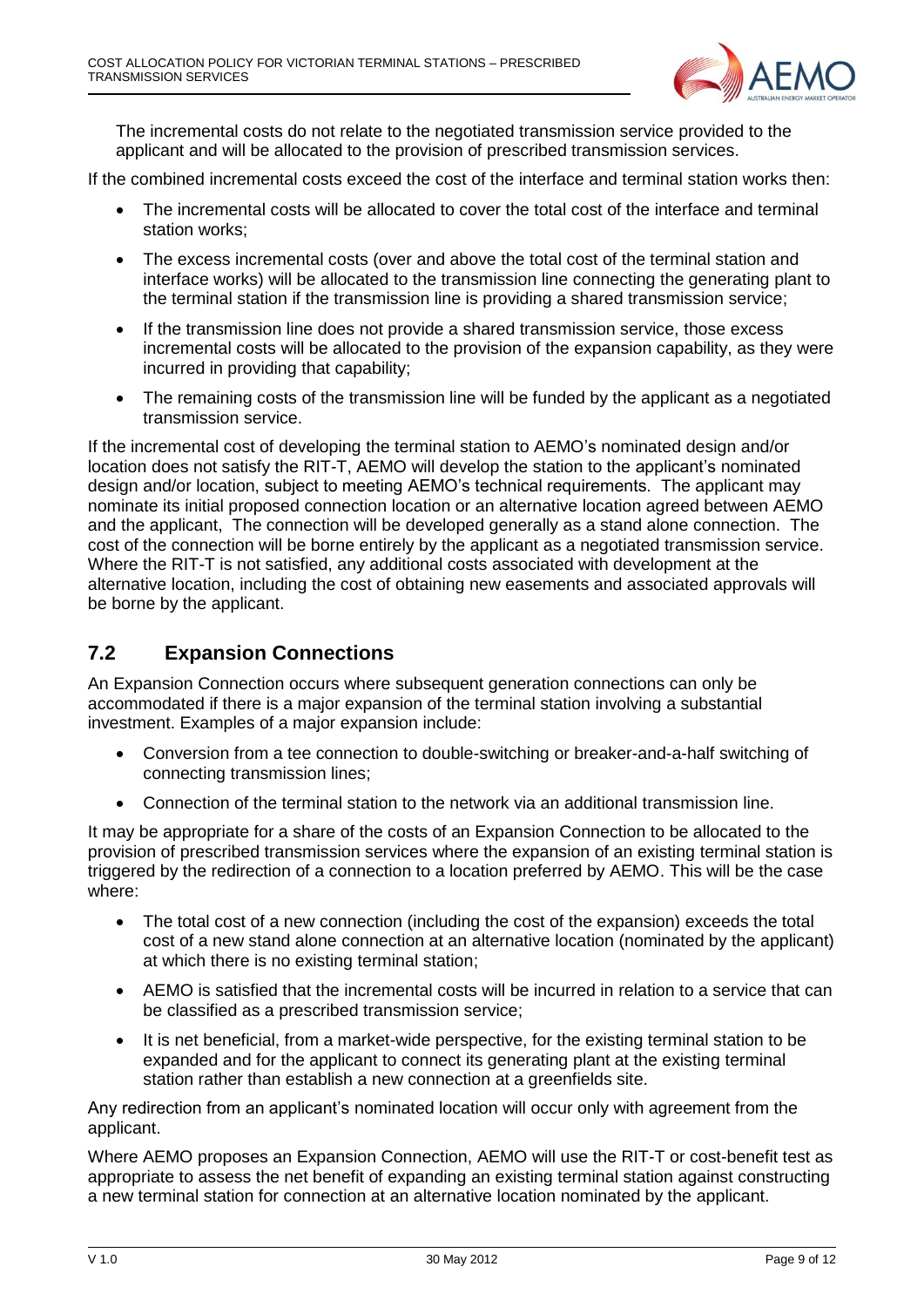The incremental costs do not relate to the negotiated transmission service provided to the applicant and will be allocated to the provision of prescribed transmission services.

If the combined incremental costs exceed the cost of the interface and terminal station works then:

- The incremental costs will be allocated to cover the total cost of the interface and terminal station works;
- The excess incremental costs (over and above the total cost of the terminal station and interface works) will be allocated to the transmission line connecting the generating plant to the terminal station if the transmission line is providing a shared transmission service;
- If the transmission line does not provide a shared transmission service, those excess incremental costs will be allocated to the provision of the expansion capability, as they were incurred in providing that capability;
- The remaining costs of the transmission line will be funded by the applicant as a negotiated transmission service.

If the incremental cost of developing the terminal station to AEMO's nominated design and/or location does not satisfy the RIT-T, AEMO will develop the station to the applicant's nominated design and/or location, subject to meeting AEMO's technical requirements. The applicant may nominate its initial proposed connection location or an alternative location agreed between AEMO and the applicant, The connection will be developed generally as a stand alone connection. The cost of the connection will be borne entirely by the applicant as a negotiated transmission service. Where the RIT-T is not satisfied, any additional costs associated with development at the alternative location, including the cost of obtaining new easements and associated approvals will be borne by the applicant.

## 7.2 Expansion Connections

An Expansion Connection occurs where subsequent generation connections can only be accommodated if there is a major expansion of the terminal station involving a substantial investment. Examples of a major expansion include:

- Conversion from a tee connection to double-switching or breaker-and-a-half switching of connecting transmission lines;
- Connection of the terminal station to the network via an additional transmission line.

It may be appropriate for a share of the costs of an Expansion Connection to be allocated to the provision of prescribed transmission services where the expansion of an existing terminal station is triggered by the redirection of a connection to a location preferred by AEMO. This will be the case where:

- The total cost of a new connection (including the cost of the expansion) exceeds the total cost of a new stand alone connection at an alternative location (nominated by the applicant) at which there is no existing terminal station;
- AEMO is satisfied that the incremental costs will be incurred in relation to a service that can be classified as a prescribed transmission service;
- It is net beneficial, from a market-wide perspective, for the existing terminal station to be expanded and for the applicant to connect its generating plant at the existing terminal station rather than establish a new connection at a greenfields site.

Any redirection from an applicant's nominated location will occur only with agreement from the applicant.

Where AEMO proposes an Expansion Connection, AEMO will use the RIT-T or cost-benefit test as appropriate to assess the net benefit of expanding an existing terminal station against constructing a new terminal station for connection at an alternative location nominated by the applicant.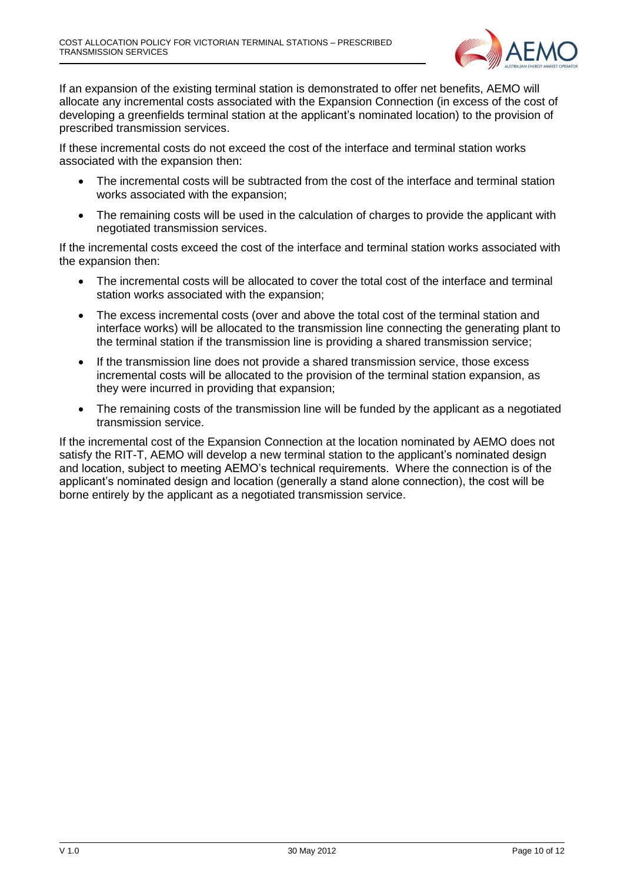If an expansion of the existing terminal station is demonstrated to offer net benefits, AEMO will allocate any incremental costs associated with the Expansion Connection (in excess of the cost of developing a greenfields terminal station at the applicant's nominated location) to the provision of prescribed transmission services.

If these incremental costs do not exceed the cost of the interface and terminal station works associated with the expansion then:

- The incremental costs will be subtracted from the cost of the interface and terminal station works associated with the expansion;
- The remaining costs will be used in the calculation of charges to provide the applicant with negotiated transmission services.

If the incremental costs exceed the cost of the interface and terminal station works associated with the expansion then:

- The incremental costs will be allocated to cover the total cost of the interface and terminal station works associated with the expansion;
- The excess incremental costs (over and above the total cost of the terminal station and interface works) will be allocated to the transmission line connecting the generating plant to the terminal station if the transmission line is providing a shared transmission service;
- If the transmission line does not provide a shared transmission service, those excess incremental costs will be allocated to the provision of the terminal station expansion, as they were incurred in providing that expansion;
- The remaining costs of the transmission line will be funded by the applicant as a negotiated transmission service.

If the incremental cost of the Expansion Connection at the location nominated by AEMO does not satisfy the RIT-T, AEMO will develop a new terminal station to the applicant's nominated design and location, subject to meeting AEMO's technical requirements. Where the connection is of the applicant's nominated design and location (generally a stand alone connection), the cost will be borne entirely by the applicant as a negotiated transmission service.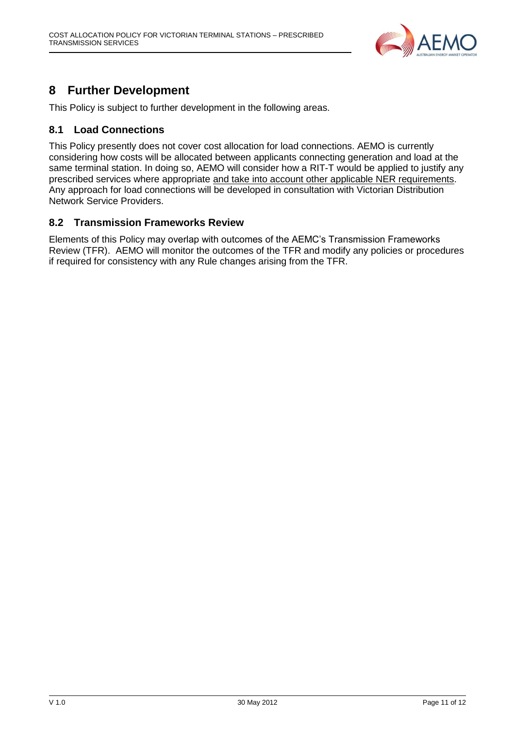# 8 Further Development

This Policy is subject to further development in the following areas.

## 8.1 Load Connections

This Policy presently does not cover cost allocation for load connections. AEMO is currently considering how costs will be allocated between applicants connecting generation and load at the same terminal station. In doing so, AEMO will consider how a RIT-T would be applied to justify any prescribed services where appropriate and take into account other applicable NER requirements. Any approach for load connections will be developed in consultation with Victorian Distribution Network Service Providers.

## 8.2 Transmission Frameworks Review

Elements of this Policy may overlap with outcomes of the AEMC's Transmission Frameworks Review (TFR). AEMO will monitor the outcomes of the TFR and modify any policies or procedures if required for consistency with any Rule changes arising from the TFR.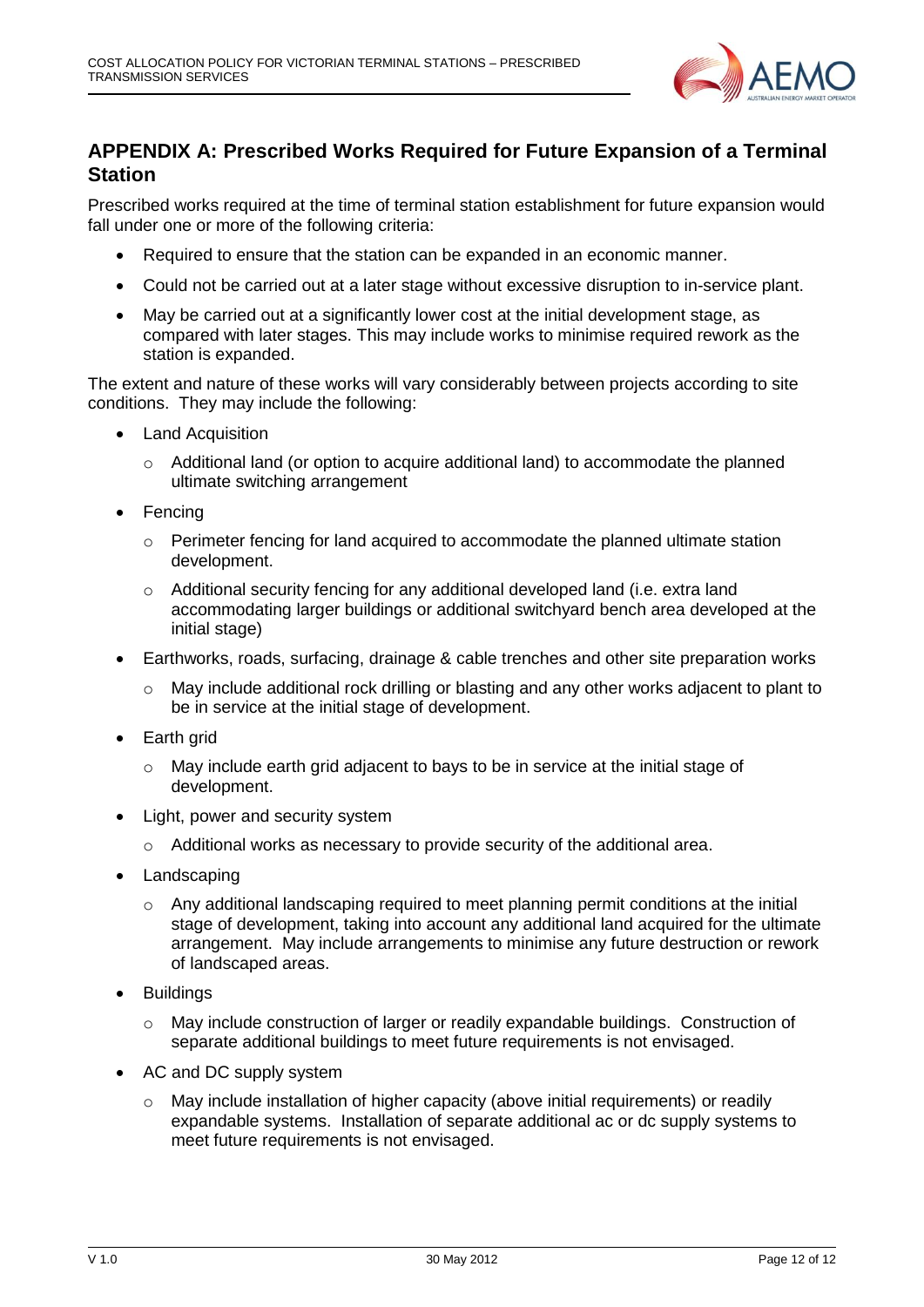## APPENDIX A: Prescribed Works Required for Future Expansion of a Terminal Station

Prescribed works required at the time of terminal station establishment for future expansion would fall under one or more of the following criteria:

- Required to ensure that the station can be expanded in an economic manner.
- Could not be carried out at a later stage without excessive disruption to in-service plant.
- May be carried out at a significantly lower cost at the initial development stage, as compared with later stages. This may include works to minimise required rework as the station is expanded.

The extent and nature of these works will vary considerably between projects according to site conditions. They may include the following:

- Land Acquisition
  - Additional land (or option to acquire additional land) to accommodate the planned ultimate switching arrangement
- Fencing
  - Perimeter fencing for land acquired to accommodate the planned ultimate station development.
  - Additional security fencing for any additional developed land (i.e. extra land accommodating larger buildings or additional switchyard bench area developed at the initial stage)
- Earthworks, roads, surfacing, drainage & cable trenches and other site preparation works
  - May include additional rock drilling or blasting and any other works adjacent to plant to be in service at the initial stage of development.
- Earth grid
  - May include earth grid adjacent to bays to be in service at the initial stage of development.
- Light, power and security system
  - Additional works as necessary to provide security of the additional area.
- Landscaping
  - Any additional landscaping required to meet planning permit conditions at the initial stage of development, taking into account any additional land acquired for the ultimate arrangement. May include arrangements to minimise any future destruction or rework of landscaped areas.
- Buildings
  - May include construction of larger or readily expandable buildings. Construction of separate additional buildings to meet future requirements is not envisaged.
- AC and DC supply system
  - May include installation of higher capacity (above initial requirements) or readily expandable systems. Installation of separate additional ac or dc supply systems to meet future requirements is not envisaged.